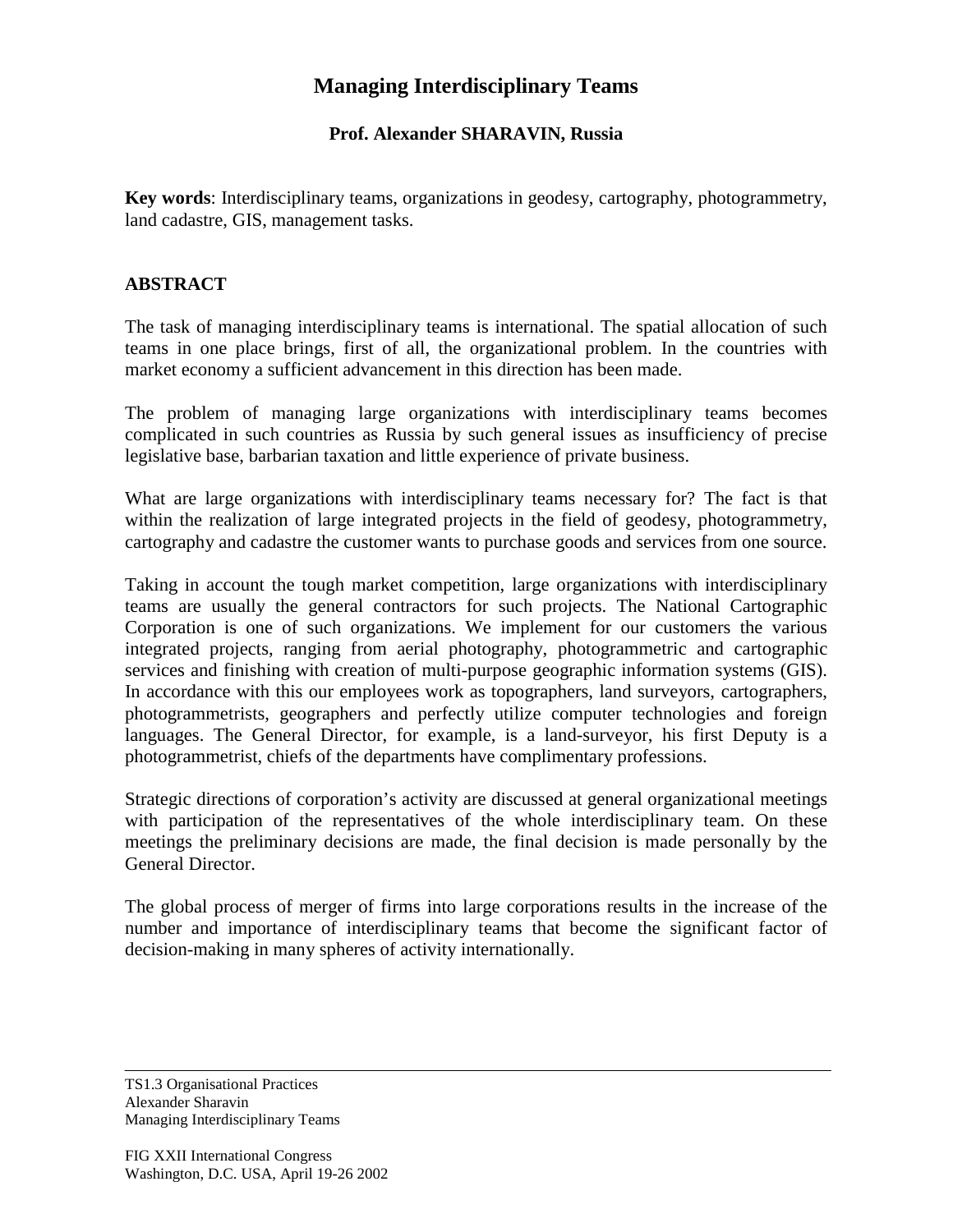# Managing Interdisciplinary Teams

**Prof. Alexander SHARAVIN, Russia**

**Key words**: Interdisciplinary teams, organizations in geodesy, cartography, photogrammetry, land cadastre, GIS, management tasks.

## ABSTRACT

The task of managing interdisciplinary teams is international. The spatial allocation of such teams in one place brings, first of all, the organizational problem. In the countries with market economy a sufficient advancement in this direction has been made.

The problem of managing large organizations with interdisciplinary teams becomes complicated in such countries as Russia by such general issues as insufficiency of precise legislative base, barbarian taxation and little experience of private business.

What are large organizations with interdisciplinary teams necessary for? The fact is that within the realization of large integrated projects in the field of geodesy, photogrammetry, cartography and cadastre the customer wants to purchase goods and services from one source.

Taking in account the tough market competition, large organizations with interdisciplinary teams are usually the general contractors for such projects. The National Cartographic Corporation is one of such organizations. We implement for our customers the various integrated projects, ranging from aerial photography, photogrammetric and cartographic services and finishing with creation of multi-purpose geographic information systems (GIS). In accordance with this our employees work as topographers, land surveyors, cartographers, photogrammetrists, geographers and perfectly utilize computer technologies and foreign languages. The General Director, for example, is a land-surveyor, his first Deputy is a photogrammetrist, chiefs of the departments have complimentary professions.

Strategic directions of corporation's activity are discussed at general organizational meetings with participation of the representatives of the whole interdisciplinary team. On these meetings the preliminary decisions are made, the final decision is made personally by the General Director.

The global process of merger of firms into large corporations results in the increase of the number and importance of interdisciplinary teams that become the significant factor of decision-making in many spheres of activity internationally.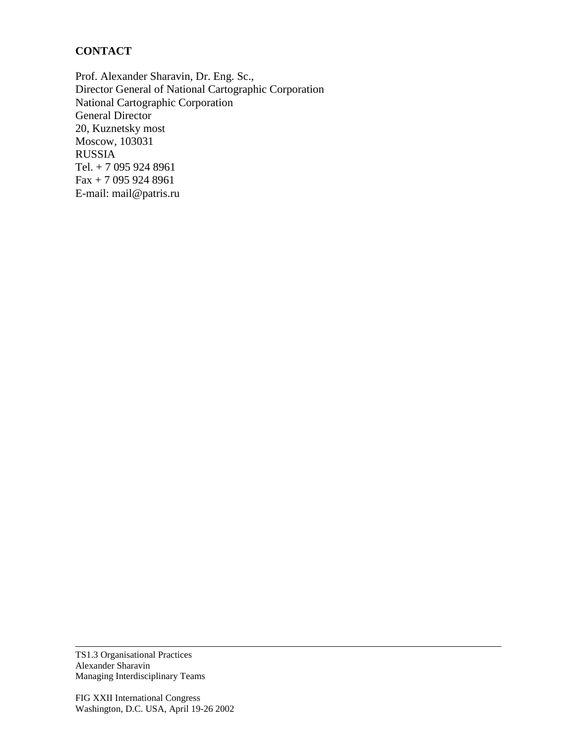**CONTACT**

Prof. Alexander Sharavin, Dr. Eng. Sc.,
Director General of National Cartographic Corporation
National Cartographic Corporation
General Director
20, Kuznetsky most
Moscow, 103031
RUSSIA
Tel. + 7 095 924 8961
Fax + 7 095 924 8961
E-mail: mail@patris.ru